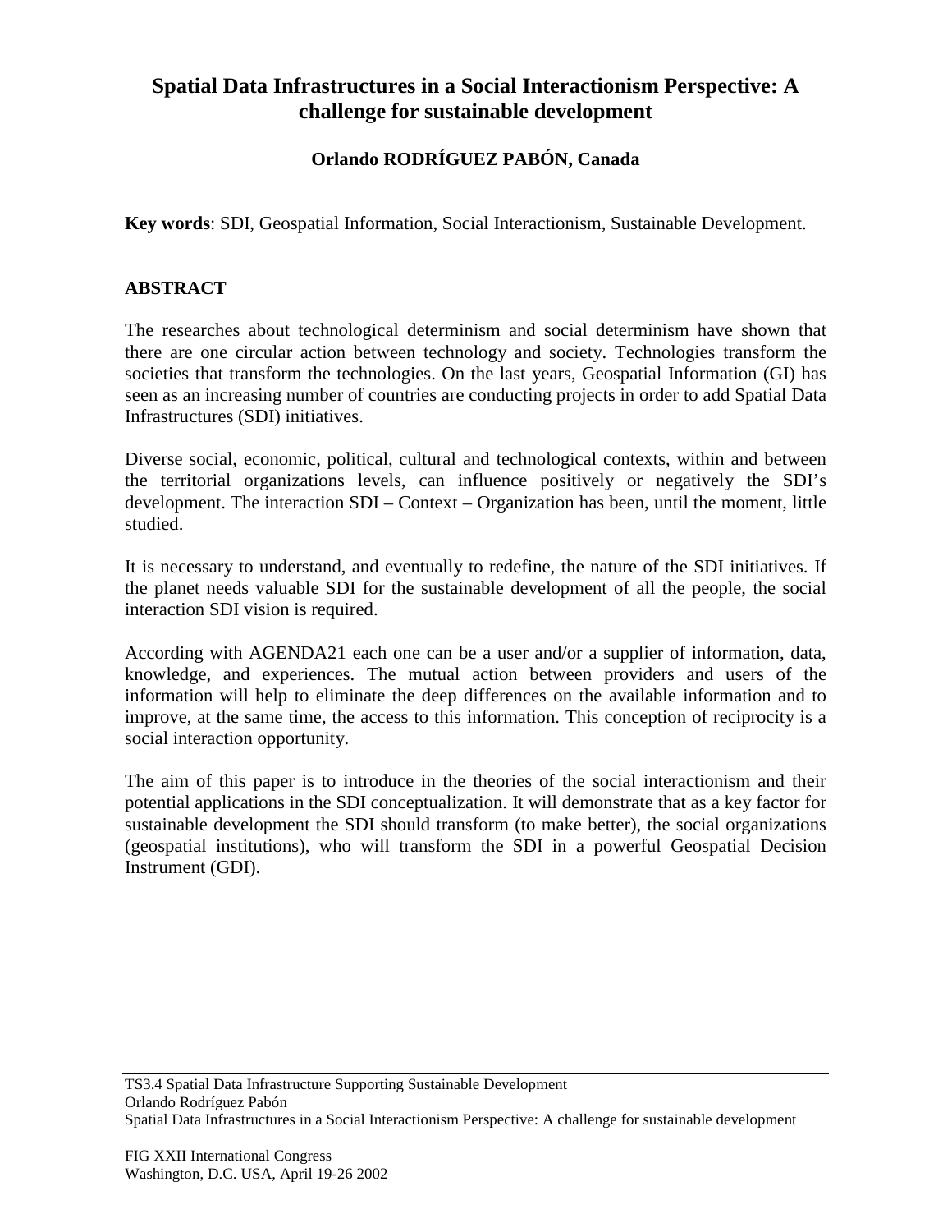# Spatial Data Infrastructures in a Social Interactionism Perspective: A challenge for sustainable development

**Orlando RODRÍGUEZ PABÓN, Canada**

**Key words**: SDI, Geospatial Information, Social Interactionism, Sustainable Development.

## ABSTRACT

The researches about technological determinism and social determinism have shown that there are one circular action between technology and society. Technologies transform the societies that transform the technologies. On the last years, Geospatial Information (GI) has seen as an increasing number of countries are conducting projects in order to add Spatial Data Infrastructures (SDI) initiatives.

Diverse social, economic, political, cultural and technological contexts, within and between the territorial organizations levels, can influence positively or negatively the SDI's development. The interaction SDI – Context – Organization has been, until the moment, little studied.

It is necessary to understand, and eventually to redefine, the nature of the SDI initiatives. If the planet needs valuable SDI for the sustainable development of all the people, the social interaction SDI vision is required.

According with AGENDA21 each one can be a user and/or a supplier of information, data, knowledge, and experiences. The mutual action between providers and users of the information will help to eliminate the deep differences on the available information and to improve, at the same time, the access to this information. This conception of reciprocity is a social interaction opportunity.

The aim of this paper is to introduce in the theories of the social interactionism and their potential applications in the SDI conceptualization. It will demonstrate that as a key factor for sustainable development the SDI should transform (to make better), the social organizations (geospatial institutions), who will transform the SDI in a powerful Geospatial Decision Instrument (GDI).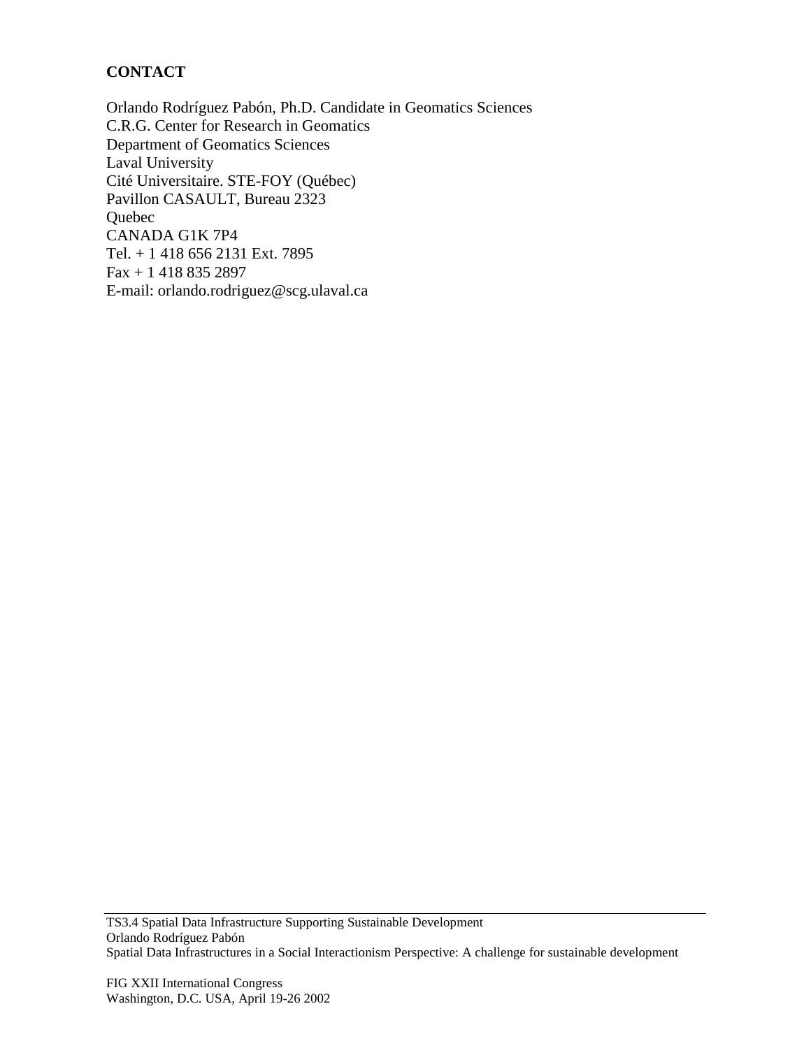**CONTACT**

Orlando Rodríguez Pabón, Ph.D. Candidate in Geomatics Sciences
C.R.G. Center for Research in Geomatics
Department of Geomatics Sciences
Laval University
Cité Universitaire. STE-FOY (Québec)
Pavillon CASAULT, Bureau 2323
Quebec
CANADA G1K 7P4
Tel. + 1 418 656 2131 Ext. 7895
Fax + 1 418 835 2897
E-mail: orlando.rodriguez@scg.ulaval.ca